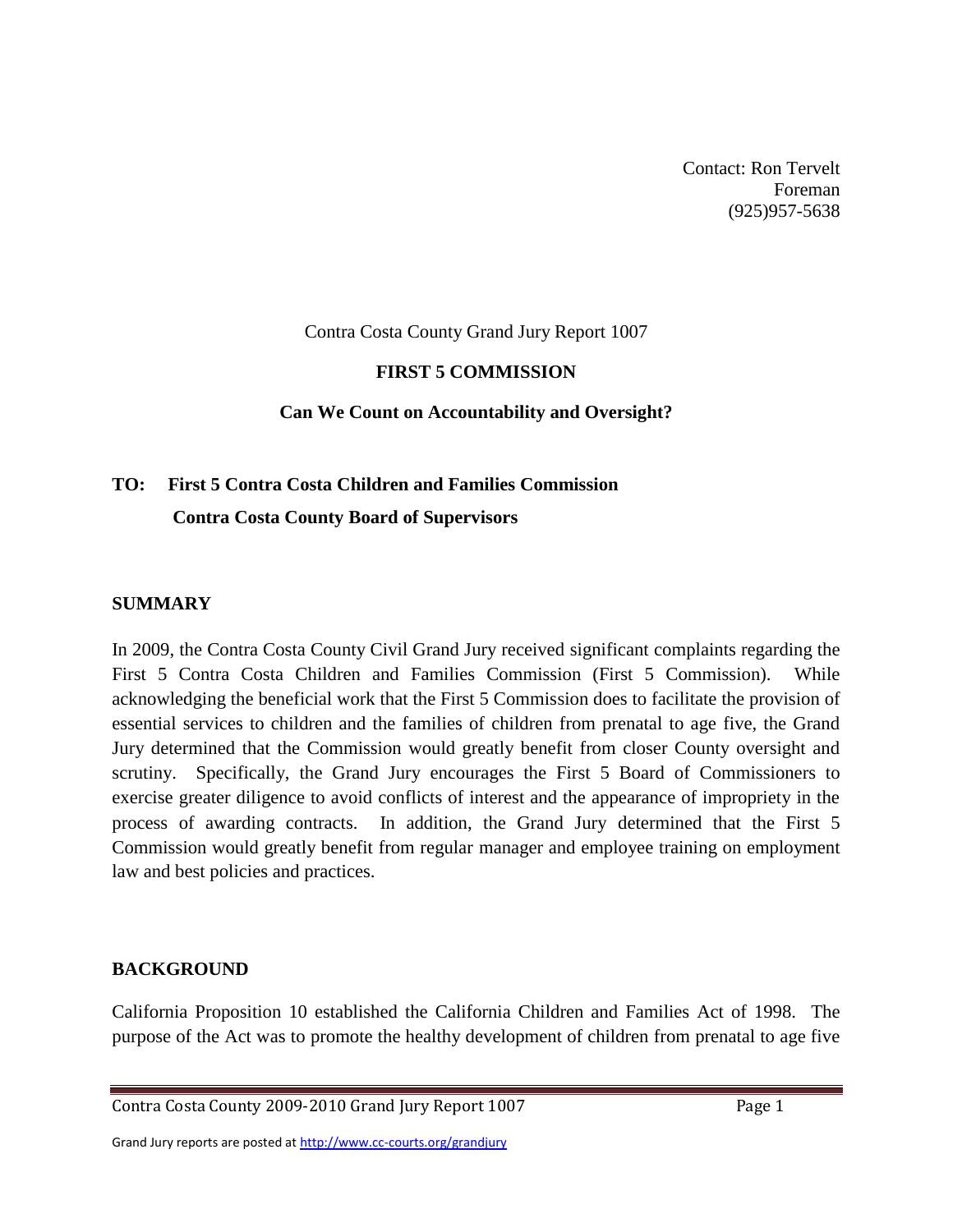Contact: Ron Tervelt
Foreman
(925)957-5638

Contra Costa County Grand Jury Report 1007

# FIRST 5 COMMISSION

## Can We Count on Accountability and Oversight?

**TO: First 5 Contra Costa Children and Families Commission**
**Contra Costa County Board of Supervisors**

## SUMMARY

In 2009, the Contra Costa County Civil Grand Jury received significant complaints regarding the First 5 Contra Costa Children and Families Commission (First 5 Commission). While acknowledging the beneficial work that the First 5 Commission does to facilitate the provision of essential services to children and the families of children from prenatal to age five, the Grand Jury determined that the Commission would greatly benefit from closer County oversight and scrutiny. Specifically, the Grand Jury encourages the First 5 Board of Commissioners to exercise greater diligence to avoid conflicts of interest and the appearance of impropriety in the process of awarding contracts. In addition, the Grand Jury determined that the First 5 Commission would greatly benefit from regular manager and employee training on employment law and best policies and practices.

## BACKGROUND

California Proposition 10 established the California Children and Families Act of 1998. The purpose of the Act was to promote the healthy development of children from prenatal to age five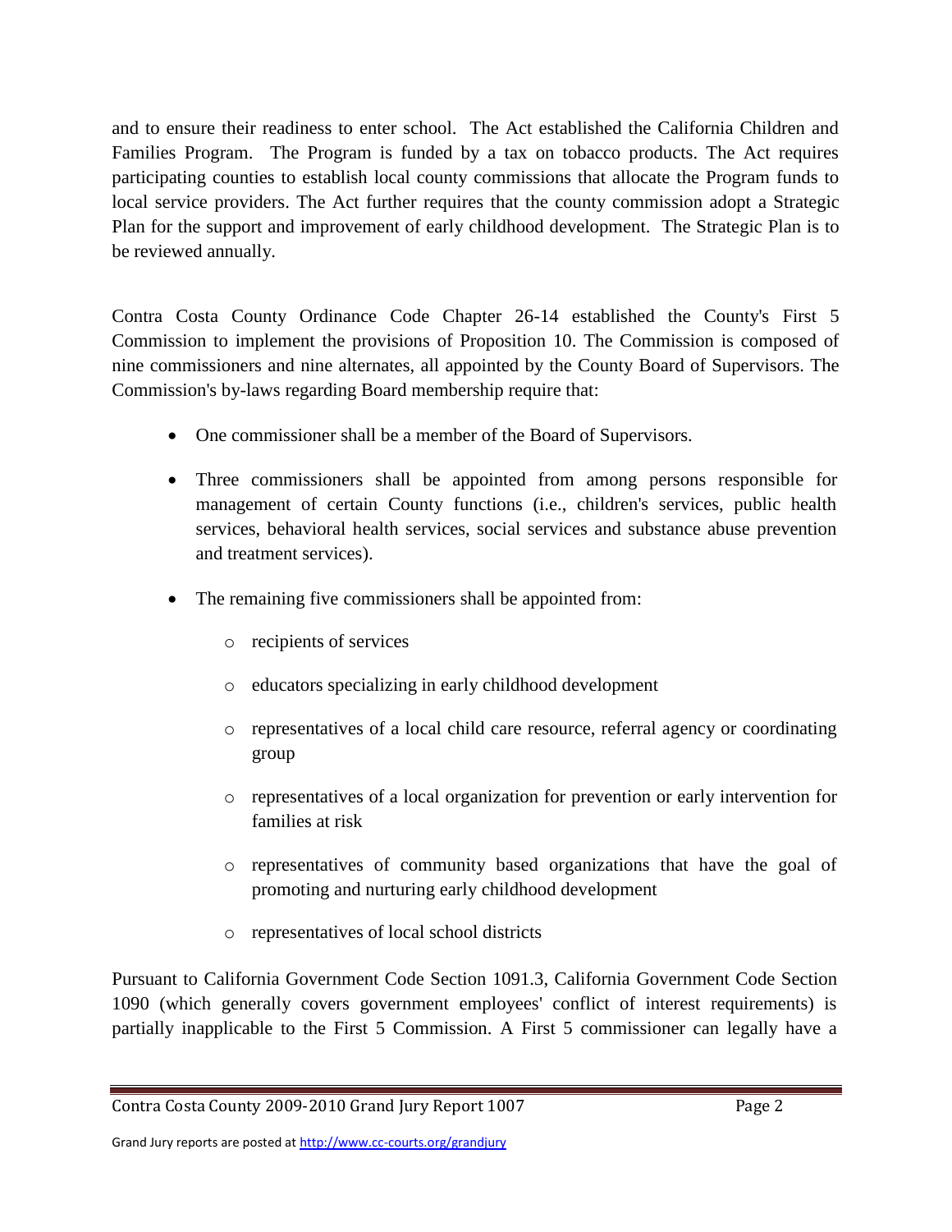and to ensure their readiness to enter school. The Act established the California Children and Families Program. The Program is funded by a tax on tobacco products. The Act requires participating counties to establish local county commissions that allocate the Program funds to local service providers. The Act further requires that the county commission adopt a Strategic Plan for the support and improvement of early childhood development. The Strategic Plan is to be reviewed annually.

Contra Costa County Ordinance Code Chapter 26-14 established the County's First 5 Commission to implement the provisions of Proposition 10. The Commission is composed of nine commissioners and nine alternates, all appointed by the County Board of Supervisors. The Commission's by-laws regarding Board membership require that:

- One commissioner shall be a member of the Board of Supervisors.
- Three commissioners shall be appointed from among persons responsible for management of certain County functions (i.e., children's services, public health services, behavioral health services, social services and substance abuse prevention and treatment services).
- The remaining five commissioners shall be appointed from:
    - recipients of services
    - educators specializing in early childhood development
    - representatives of a local child care resource, referral agency or coordinating group
    - representatives of a local organization for prevention or early intervention for families at risk
    - representatives of community based organizations that have the goal of promoting and nurturing early childhood development
    - representatives of local school districts

Pursuant to California Government Code Section 1091.3, California Government Code Section 1090 (which generally covers government employees' conflict of interest requirements) is partially inapplicable to the First 5 Commission. A First 5 commissioner can legally have a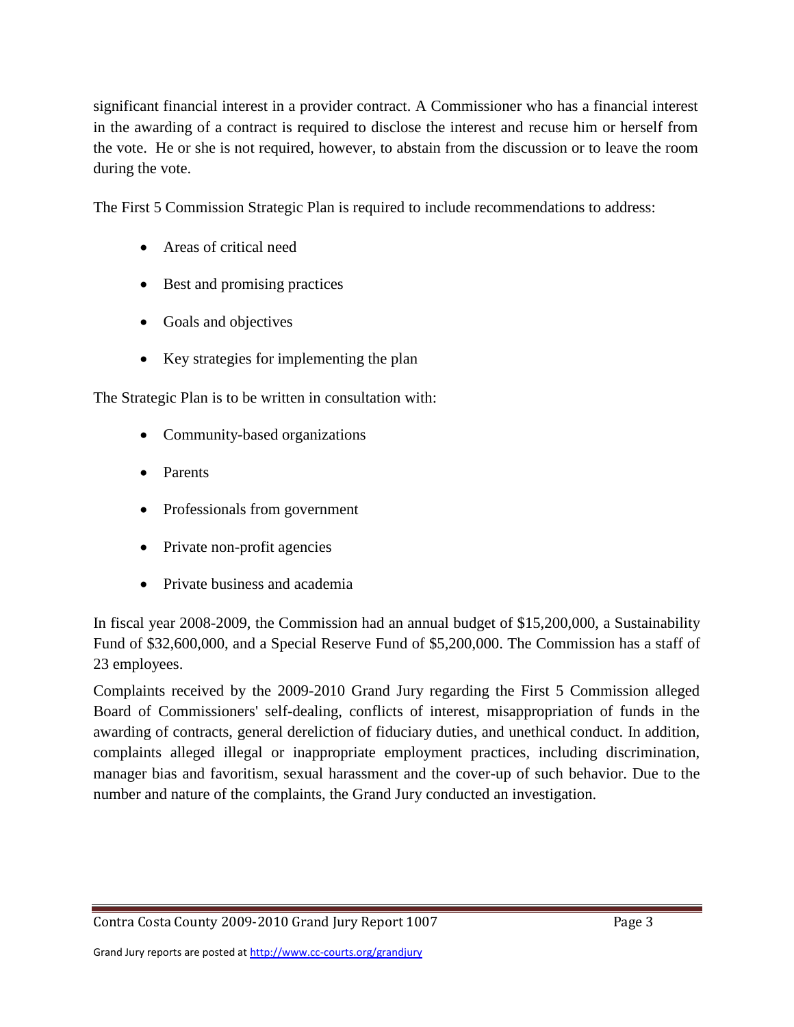significant financial interest in a provider contract. A Commissioner who has a financial interest in the awarding of a contract is required to disclose the interest and recuse him or herself from the vote. He or she is not required, however, to abstain from the discussion or to leave the room during the vote.

The First 5 Commission Strategic Plan is required to include recommendations to address:

- Areas of critical need
- Best and promising practices
- Goals and objectives
- Key strategies for implementing the plan

The Strategic Plan is to be written in consultation with:

- Community-based organizations
- Parents
- Professionals from government
- Private non-profit agencies
- Private business and academia

In fiscal year 2008-2009, the Commission had an annual budget of $15,200,000, a Sustainability Fund of $32,600,000, and a Special Reserve Fund of $5,200,000. The Commission has a staff of 23 employees.

Complaints received by the 2009-2010 Grand Jury regarding the First 5 Commission alleged Board of Commissioners' self-dealing, conflicts of interest, misappropriation of funds in the awarding of contracts, general dereliction of fiduciary duties, and unethical conduct. In addition, complaints alleged illegal or inappropriate employment practices, including discrimination, manager bias and favoritism, sexual harassment and the cover-up of such behavior. Due to the number and nature of the complaints, the Grand Jury conducted an investigation.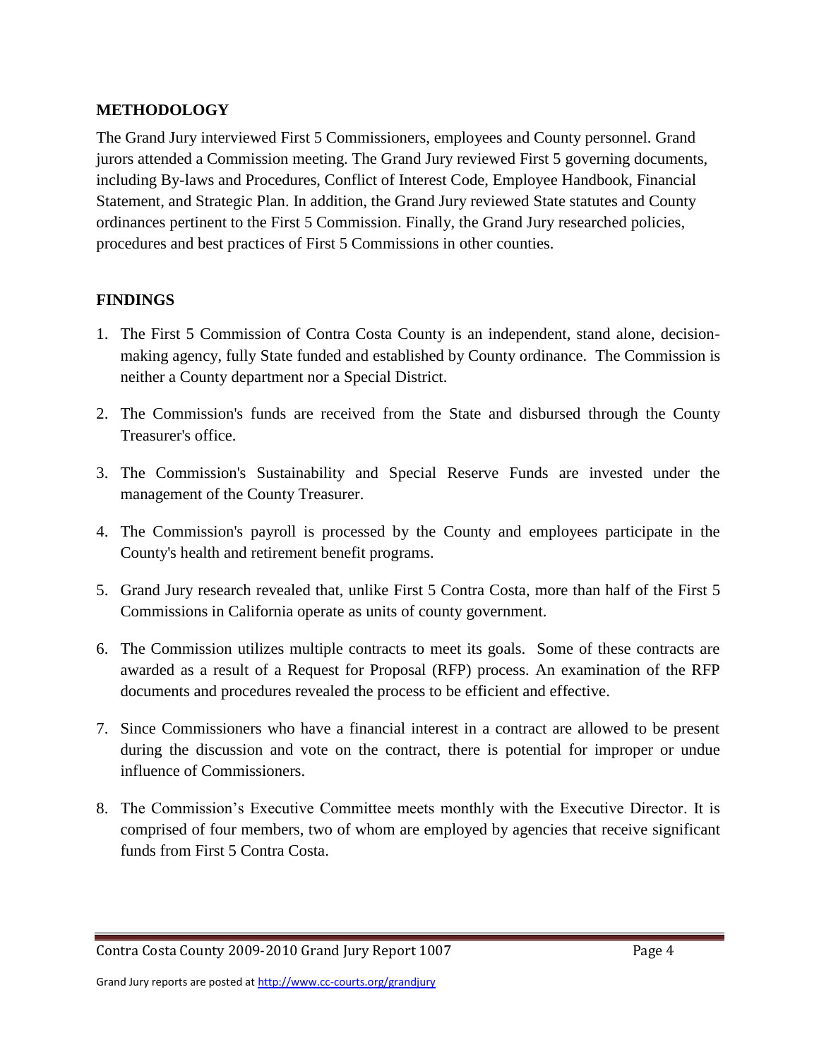## METHODOLOGY

The Grand Jury interviewed First 5 Commissioners, employees and County personnel. Grand jurors attended a Commission meeting. The Grand Jury reviewed First 5 governing documents, including By-laws and Procedures, Conflict of Interest Code, Employee Handbook, Financial Statement, and Strategic Plan. In addition, the Grand Jury reviewed State statutes and County ordinances pertinent to the First 5 Commission. Finally, the Grand Jury researched policies, procedures and best practices of First 5 Commissions in other counties.

## FINDINGS

1. The First 5 Commission of Contra Costa County is an independent, stand alone, decision-making agency, fully State funded and established by County ordinance. The Commission is neither a County department nor a Special District.

2. The Commission's funds are received from the State and disbursed through the County Treasurer's office.

3. The Commission's Sustainability and Special Reserve Funds are invested under the management of the County Treasurer.

4. The Commission's payroll is processed by the County and employees participate in the County's health and retirement benefit programs.

5. Grand Jury research revealed that, unlike First 5 Contra Costa, more than half of the First 5 Commissions in California operate as units of county government.

6. The Commission utilizes multiple contracts to meet its goals. Some of these contracts are awarded as a result of a Request for Proposal (RFP) process. An examination of the RFP documents and procedures revealed the process to be efficient and effective.

7. Since Commissioners who have a financial interest in a contract are allowed to be present during the discussion and vote on the contract, there is potential for improper or undue influence of Commissioners.

8. The Commission's Executive Committee meets monthly with the Executive Director. It is comprised of four members, two of whom are employed by agencies that receive significant funds from First 5 Contra Costa.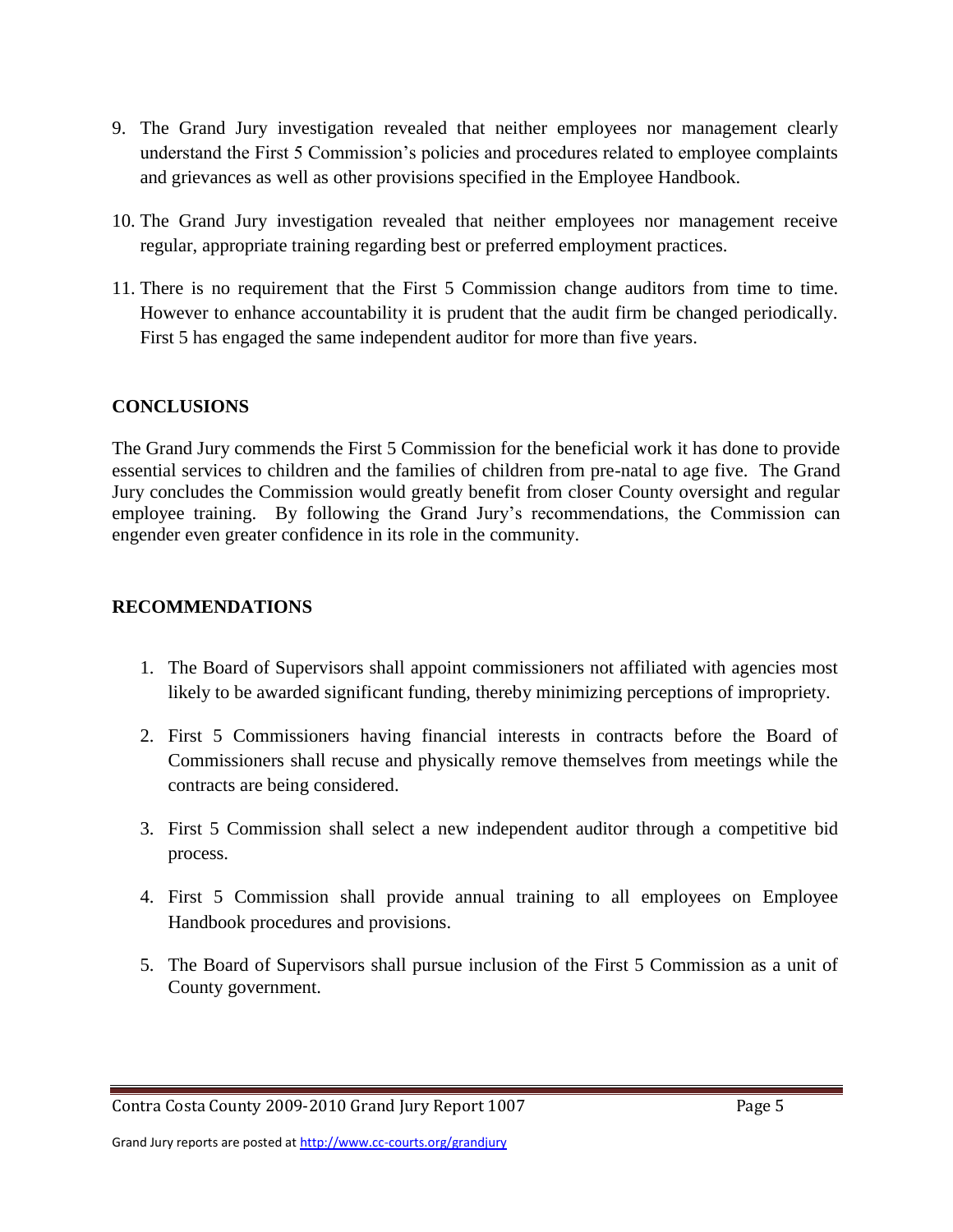9. The Grand Jury investigation revealed that neither employees nor management clearly understand the First 5 Commission's policies and procedures related to employee complaints and grievances as well as other provisions specified in the Employee Handbook.

10. The Grand Jury investigation revealed that neither employees nor management receive regular, appropriate training regarding best or preferred employment practices.

11. There is no requirement that the First 5 Commission change auditors from time to time. However to enhance accountability it is prudent that the audit firm be changed periodically. First 5 has engaged the same independent auditor for more than five years.

## CONCLUSIONS

The Grand Jury commends the First 5 Commission for the beneficial work it has done to provide essential services to children and the families of children from pre-natal to age five. The Grand Jury concludes the Commission would greatly benefit from closer County oversight and regular employee training. By following the Grand Jury's recommendations, the Commission can engender even greater confidence in its role in the community.

## RECOMMENDATIONS

1. The Board of Supervisors shall appoint commissioners not affiliated with agencies most likely to be awarded significant funding, thereby minimizing perceptions of impropriety.

2. First 5 Commissioners having financial interests in contracts before the Board of Commissioners shall recuse and physically remove themselves from meetings while the contracts are being considered.

3. First 5 Commission shall select a new independent auditor through a competitive bid process.

4. First 5 Commission shall provide annual training to all employees on Employee Handbook procedures and provisions.

5. The Board of Supervisors shall pursue inclusion of the First 5 Commission as a unit of County government.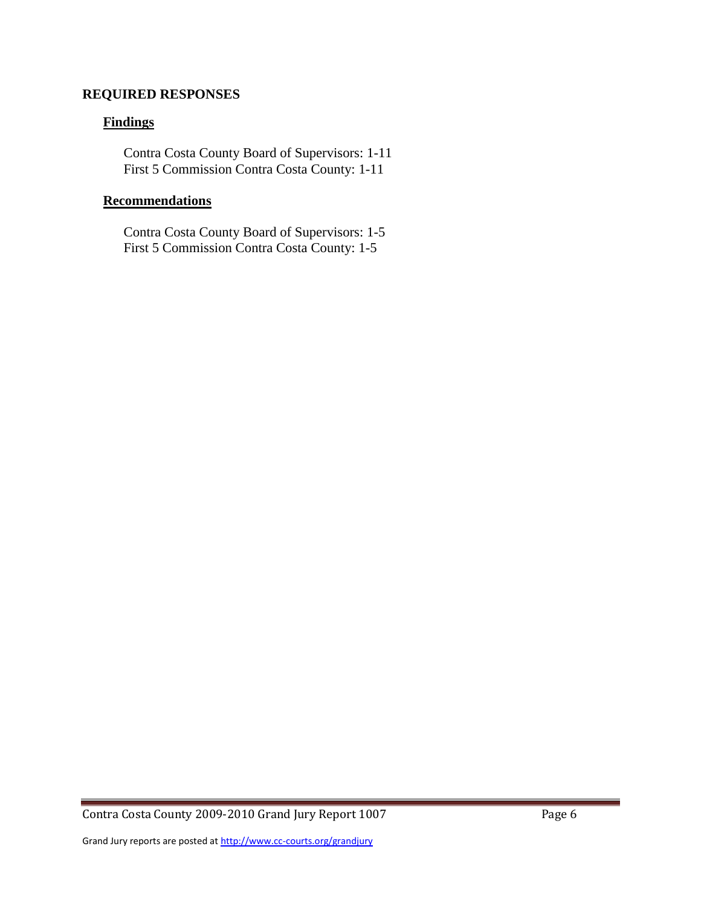## REQUIRED RESPONSES

### Findings

Contra Costa County Board of Supervisors: 1-11
First 5 Commission Contra Costa County: 1-11

### Recommendations

Contra Costa County Board of Supervisors: 1-5
First 5 Commission Contra Costa County: 1-5